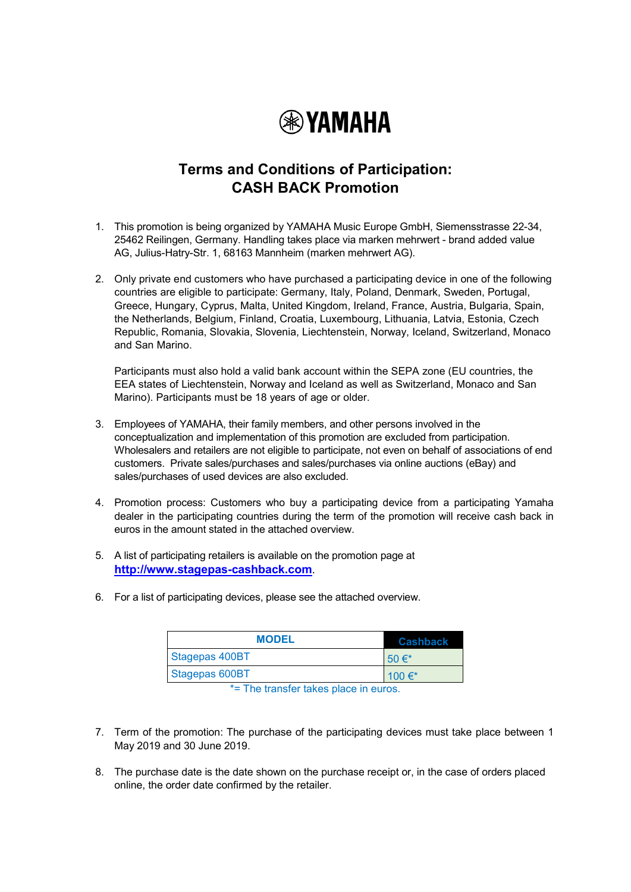# YAMAHA

## Terms and Conditions of Participation: CASH BACK Promotion

1. This promotion is being organized by YAMAHA Music Europe GmbH, Siemensstrasse 22-34, 25462 Reilingen, Germany. Handling takes place via marken mehrwert - brand added value AG, Julius-Hatry-Str. 1, 68163 Mannheim (marken mehrwert AG).

2. Only private end customers who have purchased a participating device in one of the following countries are eligible to participate: Germany, Italy, Poland, Denmark, Sweden, Portugal, Greece, Hungary, Cyprus, Malta, United Kingdom, Ireland, France, Austria, Bulgaria, Spain, the Netherlands, Belgium, Finland, Croatia, Luxembourg, Lithuania, Latvia, Estonia, Czech Republic, Romania, Slovakia, Slovenia, Liechtenstein, Norway, Iceland, Switzerland, Monaco and San Marino.

   Participants must also hold a valid bank account within the SEPA zone (EU countries, the EEA states of Liechtenstein, Norway and Iceland as well as Switzerland, Monaco and San Marino). Participants must be 18 years of age or older.

3. Employees of YAMAHA, their family members, and other persons involved in the conceptualization and implementation of this promotion are excluded from participation. Wholesalers and retailers are not eligible to participate, not even on behalf of associations of end customers. Private sales/purchases and sales/purchases via online auctions (eBay) and sales/purchases of used devices are also excluded.

4. Promotion process: Customers who buy a participating device from a participating Yamaha dealer in the participating countries during the term of the promotion will receive cash back in euros in the amount stated in the attached overview.

5. A list of participating retailers is available on the promotion page at **http://www.stagepas-cashback.com**.

6. For a list of participating devices, please see the attached overview.

| MODEL | Cashback |
|---|---|
| Stagepas 400BT | 50 €* |
| Stagepas 600BT | 100 €* |

*= The transfer takes place in euros.

7. Term of the promotion: The purchase of the participating devices must take place between 1 May 2019 and 30 June 2019.

8. The purchase date is the date shown on the purchase receipt or, in the case of orders placed online, the order date confirmed by the retailer.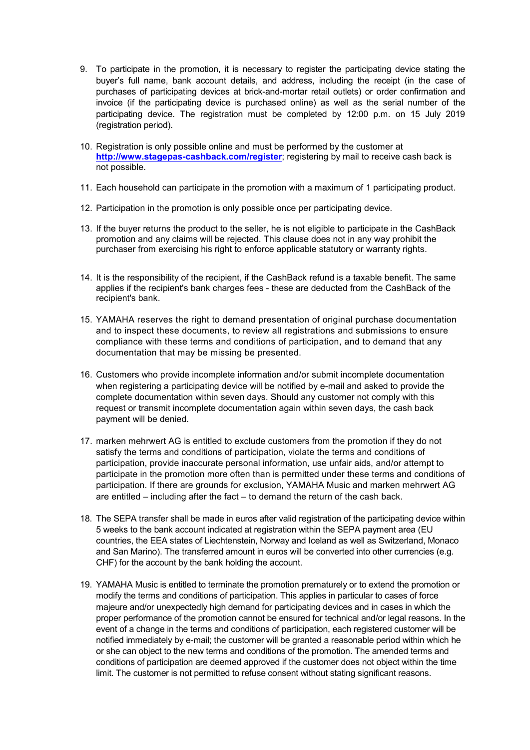9. To participate in the promotion, it is necessary to register the participating device stating the buyer's full name, bank account details, and address, including the receipt (in the case of purchases of participating devices at brick-and-mortar retail outlets) or order confirmation and invoice (if the participating device is purchased online) as well as the serial number of the participating device. The registration must be completed by 12:00 p.m. on 15 July 2019 (registration period).

10. Registration is only possible online and must be performed by the customer at **http://www.stagepas-cashback.com/register**; registering by mail to receive cash back is not possible.

11. Each household can participate in the promotion with a maximum of 1 participating product.

12. Participation in the promotion is only possible once per participating device.

13. If the buyer returns the product to the seller, he is not eligible to participate in the CashBack promotion and any claims will be rejected. This clause does not in any way prohibit the purchaser from exercising his right to enforce applicable statutory or warranty rights.

14. It is the responsibility of the recipient, if the CashBack refund is a taxable benefit. The same applies if the recipient's bank charges fees - these are deducted from the CashBack of the recipient's bank.

15. YAMAHA reserves the right to demand presentation of original purchase documentation and to inspect these documents, to review all registrations and submissions to ensure compliance with these terms and conditions of participation, and to demand that any documentation that may be missing be presented.

16. Customers who provide incomplete information and/or submit incomplete documentation when registering a participating device will be notified by e-mail and asked to provide the complete documentation within seven days. Should any customer not comply with this request or transmit incomplete documentation again within seven days, the cash back payment will be denied.

17. marken mehrwert AG is entitled to exclude customers from the promotion if they do not satisfy the terms and conditions of participation, violate the terms and conditions of participation, provide inaccurate personal information, use unfair aids, and/or attempt to participate in the promotion more often than is permitted under these terms and conditions of participation. If there are grounds for exclusion, YAMAHA Music and marken mehrwert AG are entitled – including after the fact – to demand the return of the cash back.

18. The SEPA transfer shall be made in euros after valid registration of the participating device within 5 weeks to the bank account indicated at registration within the SEPA payment area (EU countries, the EEA states of Liechtenstein, Norway and Iceland as well as Switzerland, Monaco and San Marino). The transferred amount in euros will be converted into other currencies (e.g. CHF) for the account by the bank holding the account.

19. YAMAHA Music is entitled to terminate the promotion prematurely or to extend the promotion or modify the terms and conditions of participation. This applies in particular to cases of force majeure and/or unexpectedly high demand for participating devices and in cases in which the proper performance of the promotion cannot be ensured for technical and/or legal reasons. In the event of a change in the terms and conditions of participation, each registered customer will be notified immediately by e-mail; the customer will be granted a reasonable period within which he or she can object to the new terms and conditions of the promotion. The amended terms and conditions of participation are deemed approved if the customer does not object within the time limit. The customer is not permitted to refuse consent without stating significant reasons.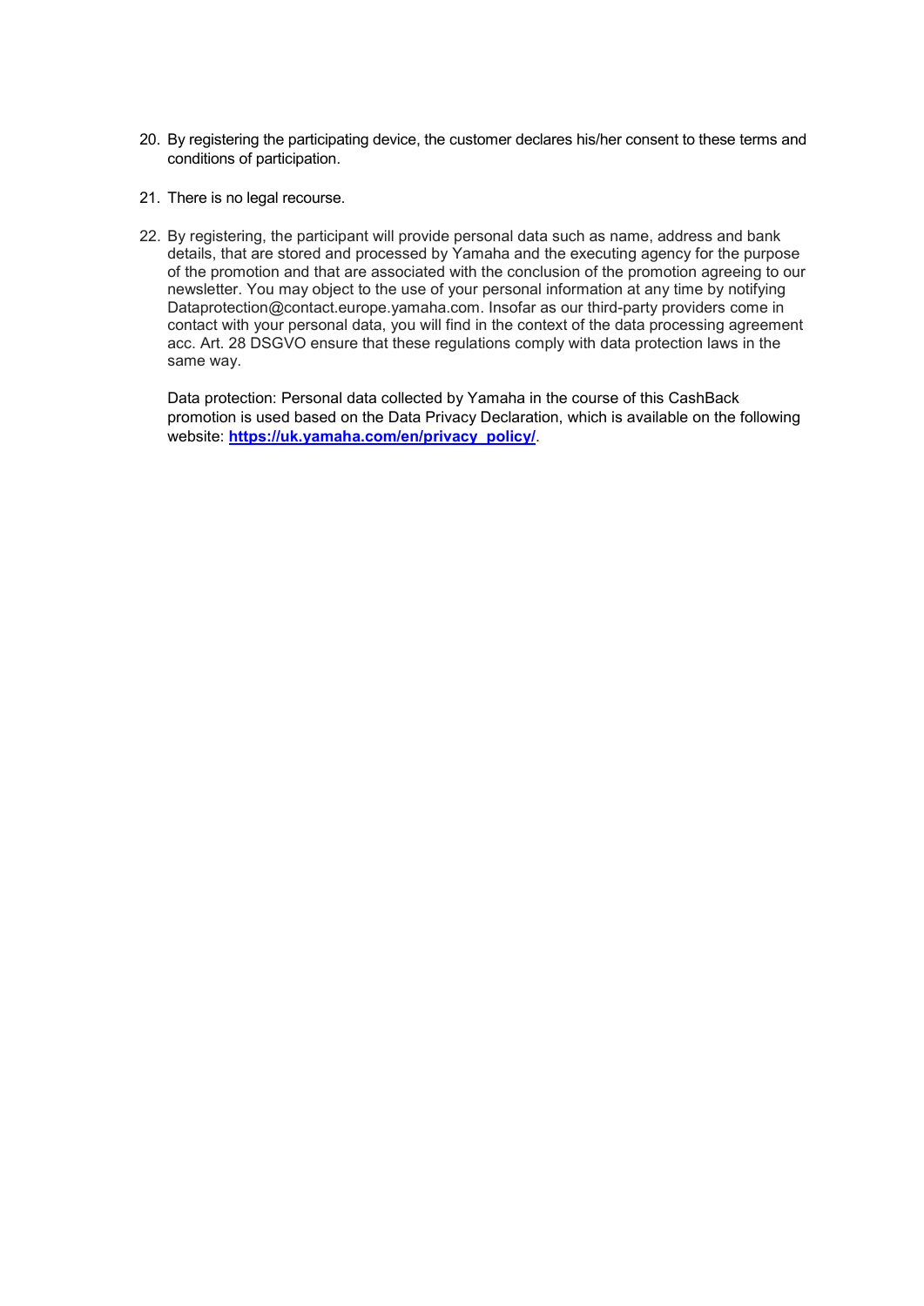20. By registering the participating device, the customer declares his/her consent to these terms and conditions of participation.

21. There is no legal recourse.

22. By registering, the participant will provide personal data such as name, address and bank details, that are stored and processed by Yamaha and the executing agency for the purpose of the promotion and that are associated with the conclusion of the promotion agreeing to our newsletter. You may object to the use of your personal information at any time by notifying Dataprotection@contact.europe.yamaha.com. Insofar as our third-party providers come in contact with your personal data, you will find in the context of the data processing agreement acc. Art. 28 DSGVO ensure that these regulations comply with data protection laws in the same way.

    Data protection: Personal data collected by Yamaha in the course of this CashBack promotion is used based on the Data Privacy Declaration, which is available on the following website: **[https://uk.yamaha.com/en/privacy_policy/](https://uk.yamaha.com/en/privacy_policy/)**.